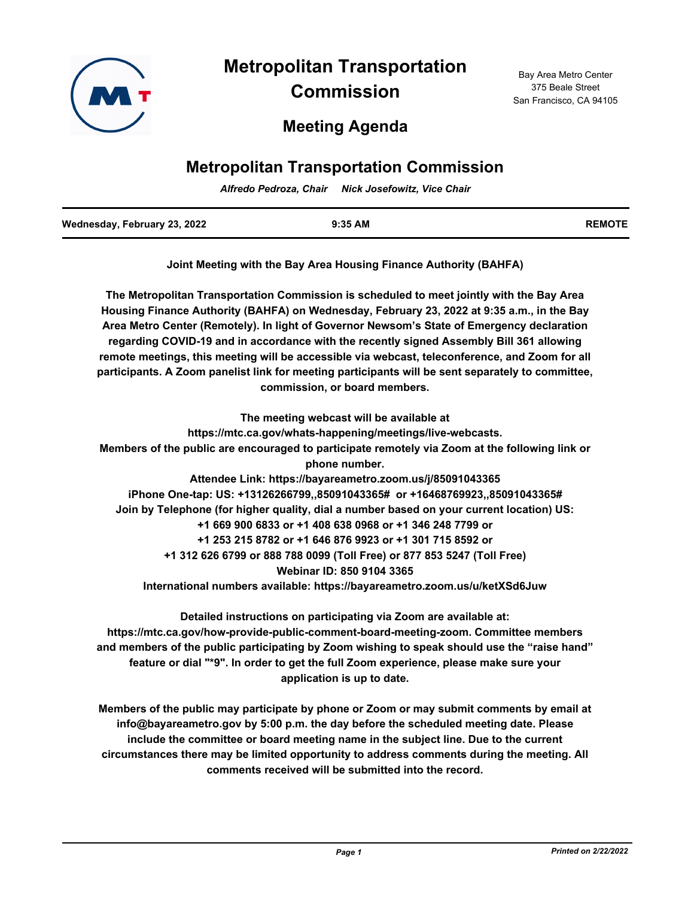# Metropolitan Transportation Commission

Bay Area Metro Center
375 Beale Street
San Francisco, CA 94105

## Meeting Agenda

## Metropolitan Transportation Commission

*Alfredo Pedroza, Chair     Nick Josefowitz, Vice Chair*

**Wednesday, February 23, 2022     9:35 AM     REMOTE**

**Joint Meeting with the Bay Area Housing Finance Authority (BAHFA)**

**The Metropolitan Transportation Commission is scheduled to meet jointly with the Bay Area Housing Finance Authority (BAHFA) on Wednesday, February 23, 2022 at 9:35 a.m., in the Bay Area Metro Center (Remotely). In light of Governor Newsom's State of Emergency declaration regarding COVID-19 and in accordance with the recently signed Assembly Bill 361 allowing remote meetings, this meeting will be accessible via webcast, teleconference, and Zoom for all participants. A Zoom panelist link for meeting participants will be sent separately to committee, commission, or board members.**

**The meeting webcast will be available at https://mtc.ca.gov/whats-happening/meetings/live-webcasts.**
**Members of the public are encouraged to participate remotely via Zoom at the following link or phone number.**
**Attendee Link: https://bayareametro.zoom.us/j/85091043365**
**iPhone One-tap: US: +13126266799,,85091043365# or +16468769923,,85091043365#**
**Join by Telephone (for higher quality, dial a number based on your current location) US:**
**+1 669 900 6833 or +1 408 638 0968 or +1 346 248 7799 or**
**+1 253 215 8782 or +1 646 876 9923 or +1 301 715 8592 or**
**+1 312 626 6799 or 888 788 0099 (Toll Free) or 877 853 5247 (Toll Free)**
**Webinar ID: 850 9104 3365**
**International numbers available: https://bayareametro.zoom.us/u/ketXSd6Juw**

**Detailed instructions on participating via Zoom are available at: https://mtc.ca.gov/how-provide-public-comment-board-meeting-zoom. Committee members and members of the public participating by Zoom wishing to speak should use the "raise hand" feature or dial "*9". In order to get the full Zoom experience, please make sure your application is up to date.**

**Members of the public may participate by phone or Zoom or may submit comments by email at info@bayareametro.gov by 5:00 p.m. the day before the scheduled meeting date. Please include the committee or board meeting name in the subject line. Due to the current circumstances there may be limited opportunity to address comments during the meeting. All comments received will be submitted into the record.**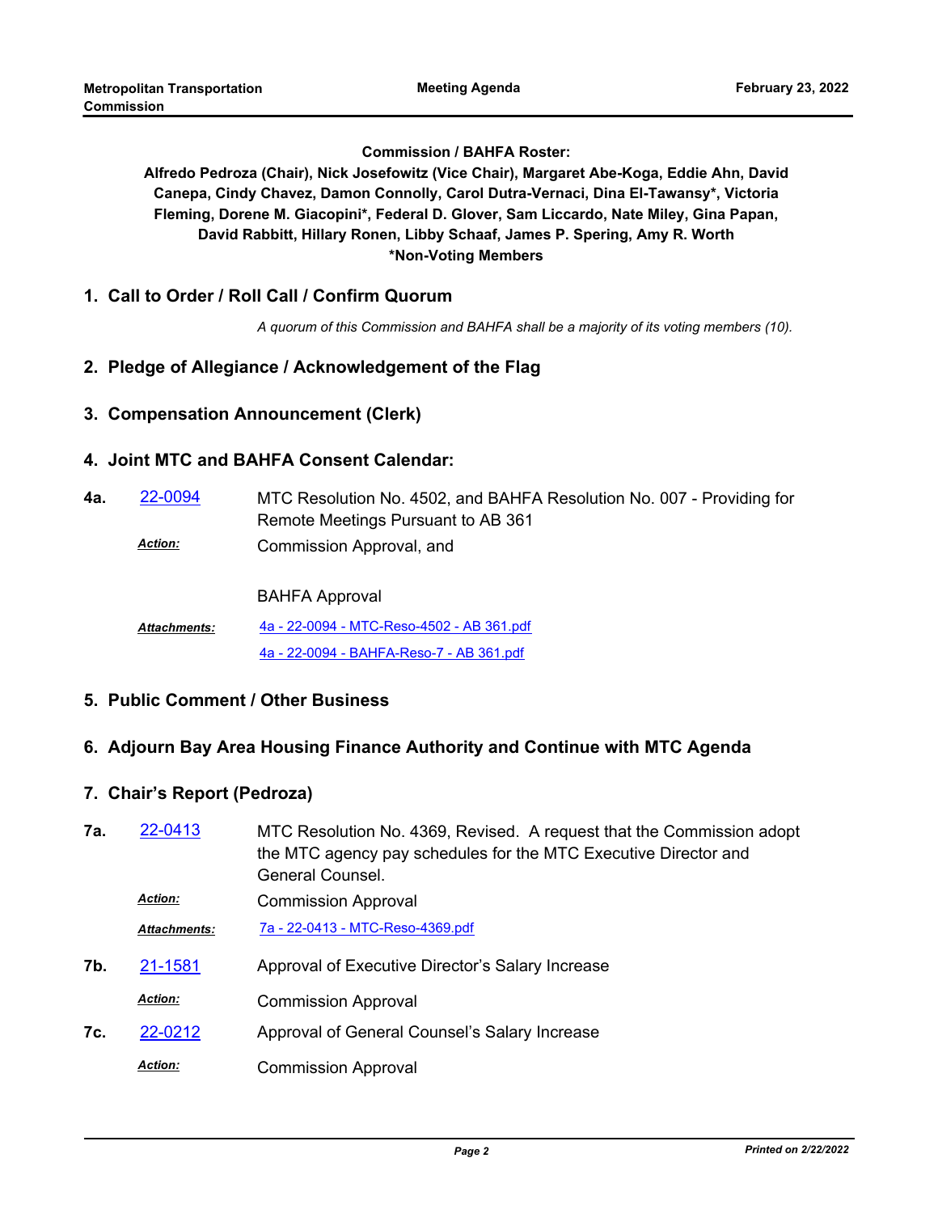**Commission / BAHFA Roster:**

**Alfredo Pedroza (Chair), Nick Josefowitz (Vice Chair), Margaret Abe-Koga, Eddie Ahn, David Canepa, Cindy Chavez, Damon Connolly, Carol Dutra-Vernaci, Dina El-Tawansy*, Victoria Fleming, Dorene M. Giacopini*, Federal D. Glover, Sam Liccardo, Nate Miley, Gina Papan, David Rabbitt, Hillary Ronen, Libby Schaaf, James P. Spering, Amy R. Worth**
***Non-Voting Members**

## 1. Call to Order / Roll Call / Confirm Quorum

*A quorum of this Commission and BAHFA shall be a majority of its voting members (10).*

## 2. Pledge of Allegiance / Acknowledgement of the Flag

## 3. Compensation Announcement (Clerk)

## 4. Joint MTC and BAHFA Consent Calendar:

**4a.** 22-0094 — MTC Resolution No. 4502, and BAHFA Resolution No. 007 - Providing for Remote Meetings Pursuant to AB 361

***Action:*** Commission Approval, and

BAHFA Approval

***Attachments:*** 4a - 22-0094 - MTC-Reso-4502 - AB 361.pdf
4a - 22-0094 - BAHFA-Reso-7 - AB 361.pdf

## 5. Public Comment / Other Business

## 6. Adjourn Bay Area Housing Finance Authority and Continue with MTC Agenda

## 7. Chair's Report (Pedroza)

**7a.** 22-0413 — MTC Resolution No. 4369, Revised. A request that the Commission adopt the MTC agency pay schedules for the MTC Executive Director and General Counsel.

***Action:*** Commission Approval

***Attachments:*** 7a - 22-0413 - MTC-Reso-4369.pdf

**7b.** 21-1581 — Approval of Executive Director's Salary Increase

***Action:*** Commission Approval

**7c.** 22-0212 — Approval of General Counsel's Salary Increase

***Action:*** Commission Approval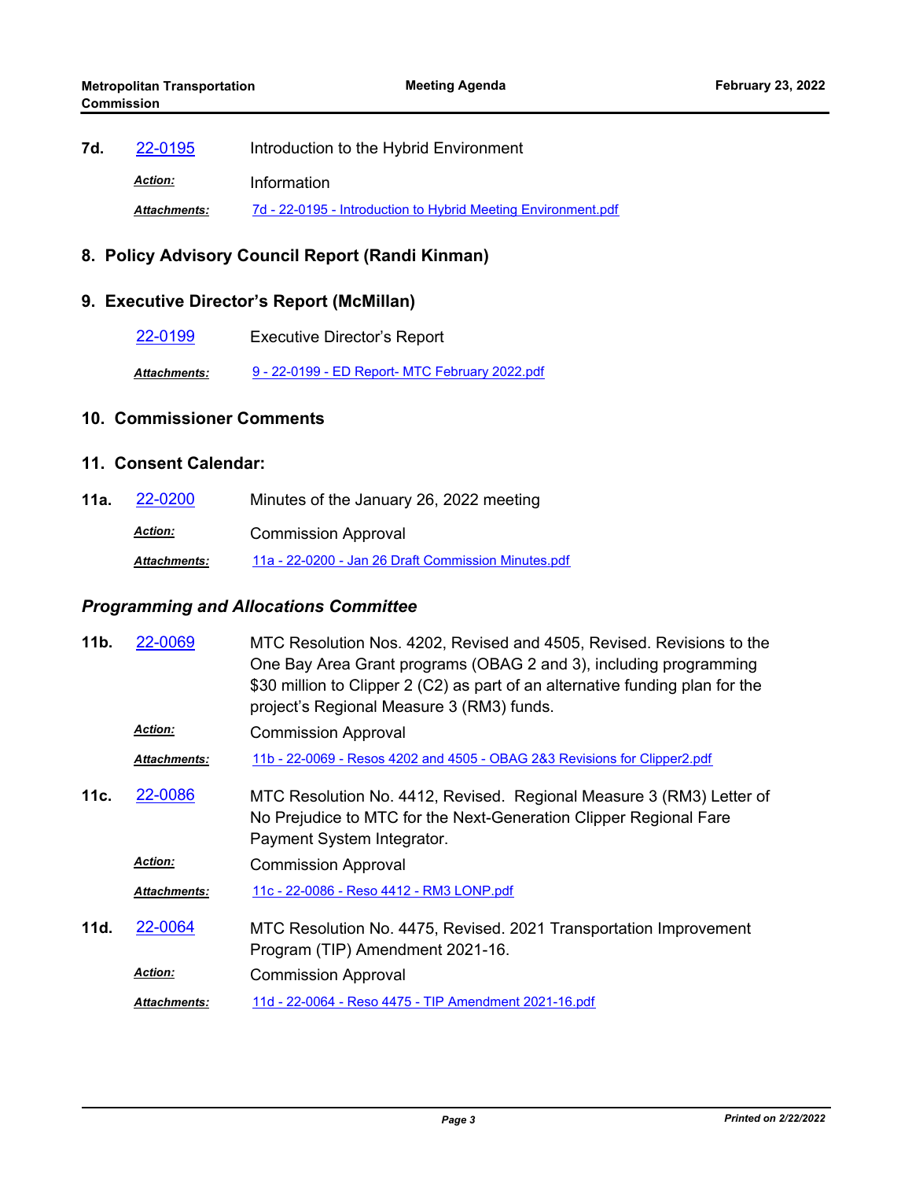**7d.** 22-0195 Introduction to the Hybrid Environment

*Action:* Information

*Attachments:* 7d - 22-0195 - Introduction to Hybrid Meeting Environment.pdf

## 8. Policy Advisory Council Report (Randi Kinman)

## 9. Executive Director's Report (McMillan)

22-0199 Executive Director's Report

*Attachments:* 9 - 22-0199 - ED Report- MTC February 2022.pdf

## 10. Commissioner Comments

## 11. Consent Calendar:

**11a.** 22-0200 Minutes of the January 26, 2022 meeting

*Action:* Commission Approval

*Attachments:* 11a - 22-0200 - Jan 26 Draft Commission Minutes.pdf

### *Programming and Allocations Committee*

**11b.** 22-0069 MTC Resolution Nos. 4202, Revised and 4505, Revised. Revisions to the One Bay Area Grant programs (OBAG 2 and 3), including programming $30 million to Clipper 2 (C2) as part of an alternative funding plan for the project's Regional Measure 3 (RM3) funds.

*Action:* Commission Approval

*Attachments:* 11b - 22-0069 - Resos 4202 and 4505 - OBAG 2&3 Revisions for Clipper2.pdf

**11c.** 22-0086 MTC Resolution No. 4412, Revised. Regional Measure 3 (RM3) Letter of No Prejudice to MTC for the Next-Generation Clipper Regional Fare Payment System Integrator.

*Action:* Commission Approval

*Attachments:* 11c - 22-0086 - Reso 4412 - RM3 LONP.pdf

**11d.** 22-0064 MTC Resolution No. 4475, Revised. 2021 Transportation Improvement Program (TIP) Amendment 2021-16.

*Action:* Commission Approval

*Attachments:* 11d - 22-0064 - Reso 4475 - TIP Amendment 2021-16.pdf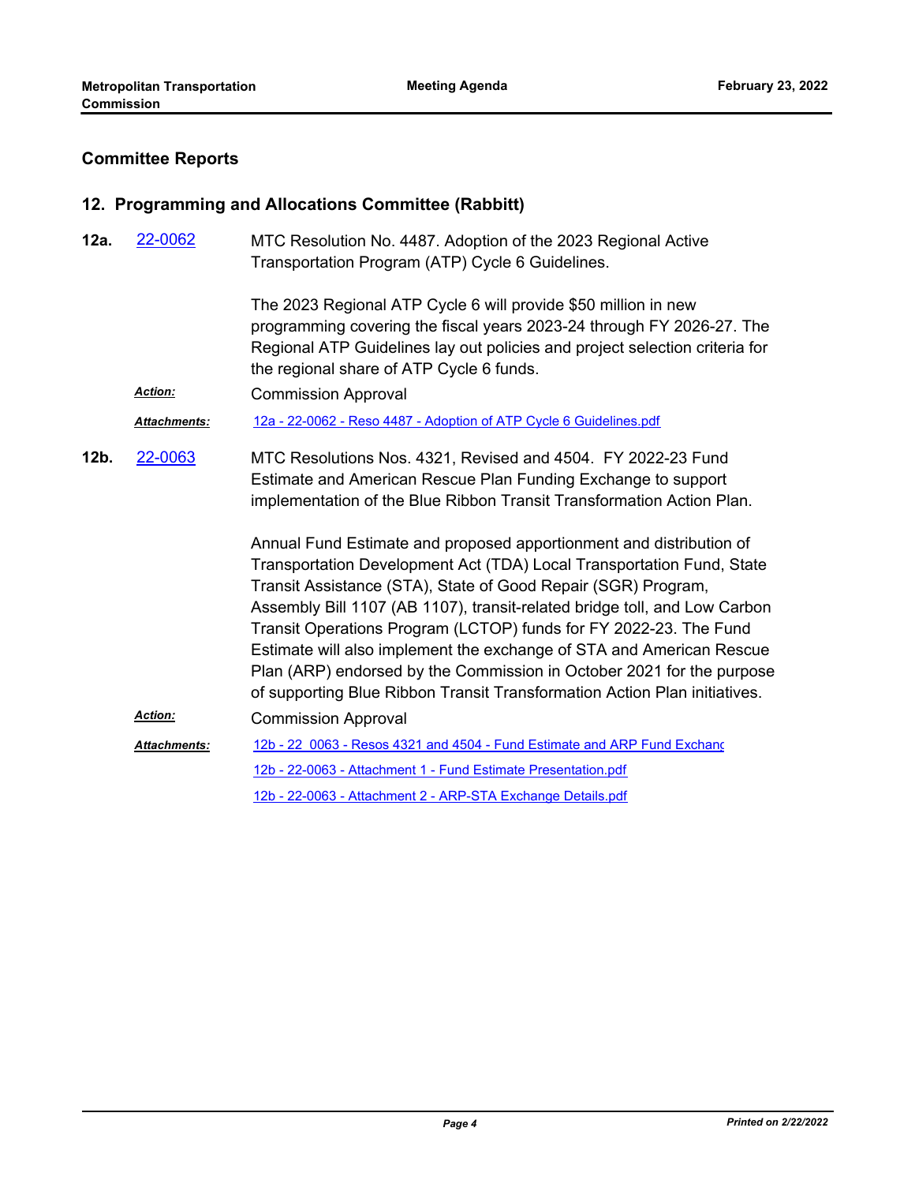## Committee Reports

### 12. Programming and Allocations Committee (Rabbitt)

**12a.** 22-0062

MTC Resolution No. 4487. Adoption of the 2023 Regional Active Transportation Program (ATP) Cycle 6 Guidelines.

The 2023 Regional ATP Cycle 6 will provide $50 million in new programming covering the fiscal years 2023-24 through FY 2026-27. The Regional ATP Guidelines lay out policies and project selection criteria for the regional share of ATP Cycle 6 funds.

***Action:*** Commission Approval

***Attachments:*** 12a - 22-0062 - Reso 4487 - Adoption of ATP Cycle 6 Guidelines.pdf

**12b.** 22-0063

MTC Resolutions Nos. 4321, Revised and 4504. FY 2022-23 Fund Estimate and American Rescue Plan Funding Exchange to support implementation of the Blue Ribbon Transit Transformation Action Plan.

Annual Fund Estimate and proposed apportionment and distribution of Transportation Development Act (TDA) Local Transportation Fund, State Transit Assistance (STA), State of Good Repair (SGR) Program, Assembly Bill 1107 (AB 1107), transit-related bridge toll, and Low Carbon Transit Operations Program (LCTOP) funds for FY 2022-23. The Fund Estimate will also implement the exchange of STA and American Rescue Plan (ARP) endorsed by the Commission in October 2021 for the purpose of supporting Blue Ribbon Transit Transformation Action Plan initiatives.

***Action:*** Commission Approval

***Attachments:*** 12b - 22_0063 - Resos 4321 and 4504 - Fund Estimate and ARP Fund Exchanc

12b - 22-0063 - Attachment 1 - Fund Estimate Presentation.pdf

12b - 22-0063 - Attachment 2 - ARP-STA Exchange Details.pdf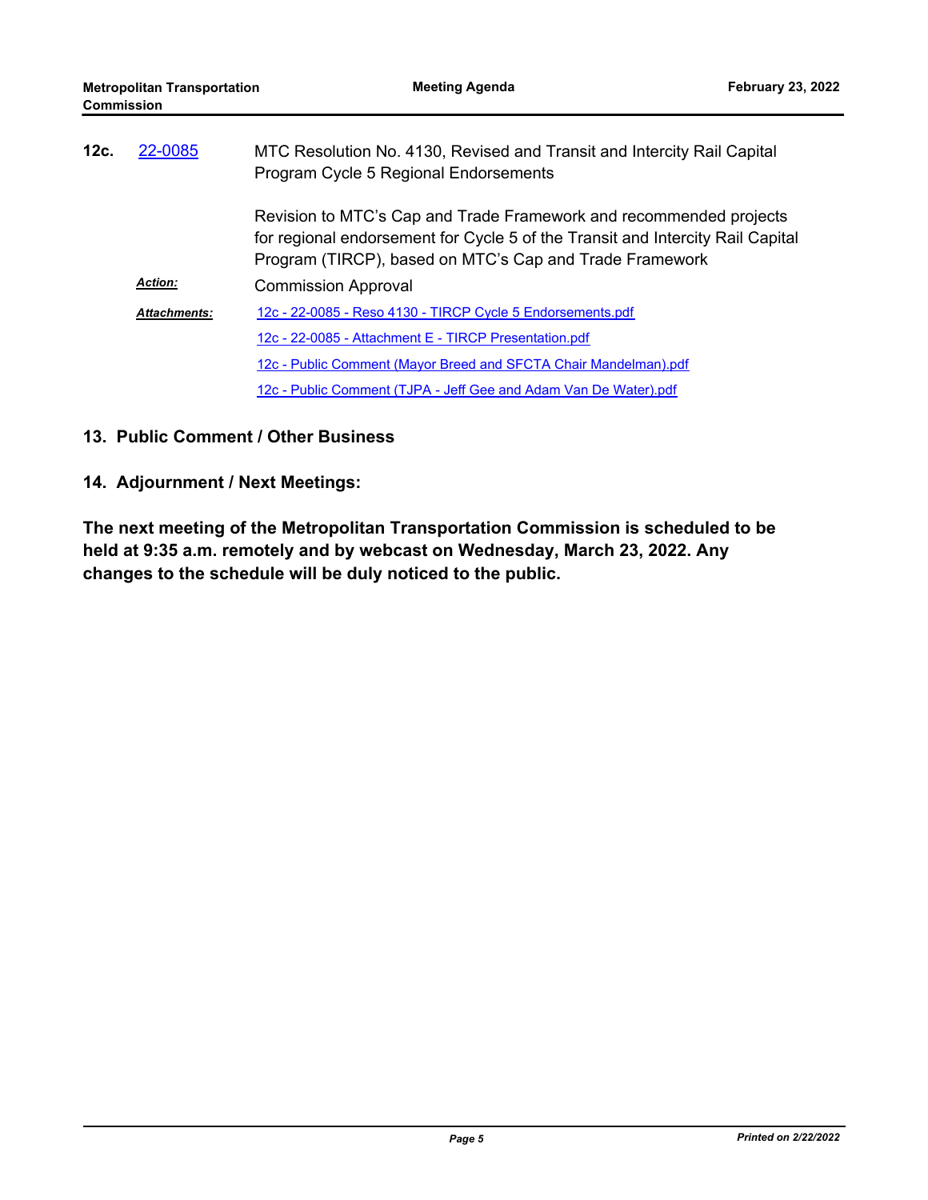**12c.** [22-0085] MTC Resolution No. 4130, Revised and Transit and Intercity Rail Capital Program Cycle 5 Regional Endorsements

Revision to MTC's Cap and Trade Framework and recommended projects for regional endorsement for Cycle 5 of the Transit and Intercity Rail Capital Program (TIRCP), based on MTC's Cap and Trade Framework

***Action:*** Commission Approval

***Attachments:***
- 12c - 22-0085 - Reso 4130 - TIRCP Cycle 5 Endorsements.pdf
- 12c - 22-0085 - Attachment E - TIRCP Presentation.pdf
- 12c - Public Comment (Mayor Breed and SFCTA Chair Mandelman).pdf
- 12c - Public Comment (TJPA - Jeff Gee and Adam Van De Water).pdf

## 13. Public Comment / Other Business

## 14. Adjournment / Next Meetings:

**The next meeting of the Metropolitan Transportation Commission is scheduled to be held at 9:35 a.m. remotely and by webcast on Wednesday, March 23, 2022. Any changes to the schedule will be duly noticed to the public.**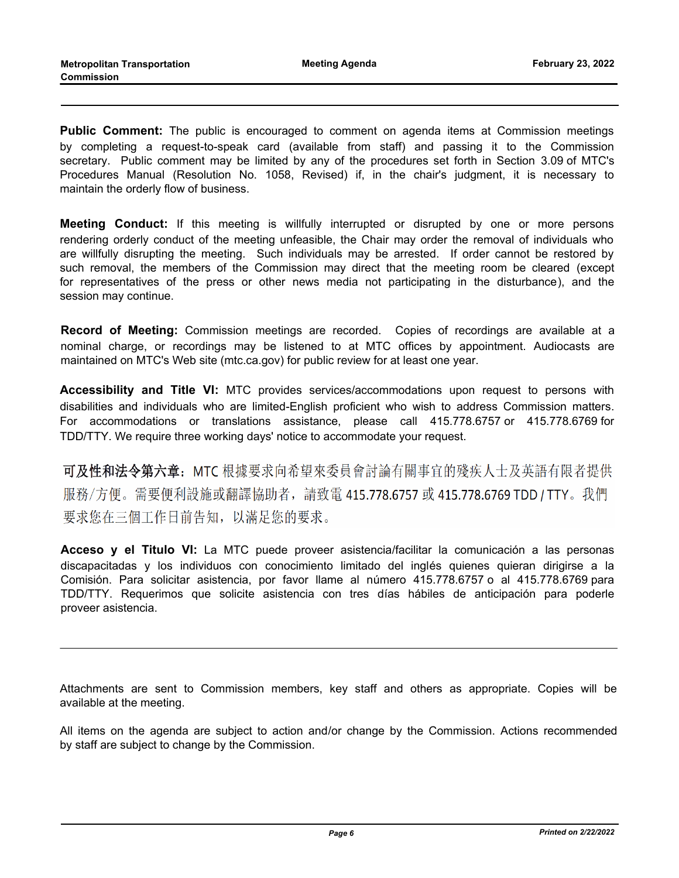**Public Comment:** The public is encouraged to comment on agenda items at Commission meetings by completing a request-to-speak card (available from staff) and passing it to the Commission secretary. Public comment may be limited by any of the procedures set forth in Section 3.09 of MTC's Procedures Manual (Resolution No. 1058, Revised) if, in the chair's judgment, it is necessary to maintain the orderly flow of business.

**Meeting Conduct:** If this meeting is willfully interrupted or disrupted by one or more persons rendering orderly conduct of the meeting unfeasible, the Chair may order the removal of individuals who are willfully disrupting the meeting. Such individuals may be arrested. If order cannot be restored by such removal, the members of the Commission may direct that the meeting room be cleared (except for representatives of the press or other news media not participating in the disturbance), and the session may continue.

**Record of Meeting:** Commission meetings are recorded. Copies of recordings are available at a nominal charge, or recordings may be listened to at MTC offices by appointment. Audiocasts are maintained on MTC's Web site (mtc.ca.gov) for public review for at least one year.

**Accessibility and Title VI:** MTC provides services/accommodations upon request to persons with disabilities and individuals who are limited-English proficient who wish to address Commission matters. For accommodations or translations assistance, please call 415.778.6757 or 415.778.6769 for TDD/TTY. We require three working days' notice to accommodate your request.

**可及性和法令第六章**：MTC 根據要求向希望來委員會討論有關事宜的殘疾人士及英語有限者提供服務/方便。需要便利設施或翻譯協助者，請致電 415.778.6757 或 415.778.6769 TDD / TTY。我們要求您在三個工作日前告知，以滿足您的要求。

**Acceso y el Titulo VI:** La MTC puede proveer asistencia/facilitar la comunicación a las personas discapacitadas y los individuos con conocimiento limitado del inglés quienes quieran dirigirse a la Comisión. Para solicitar asistencia, por favor llame al número 415.778.6757 o al 415.778.6769 para TDD/TTY. Requerimos que solicite asistencia con tres días hábiles de anticipación para poderle proveer asistencia.

---

Attachments are sent to Commission members, key staff and others as appropriate. Copies will be available at the meeting.

All items on the agenda are subject to action and/or change by the Commission. Actions recommended by staff are subject to change by the Commission.